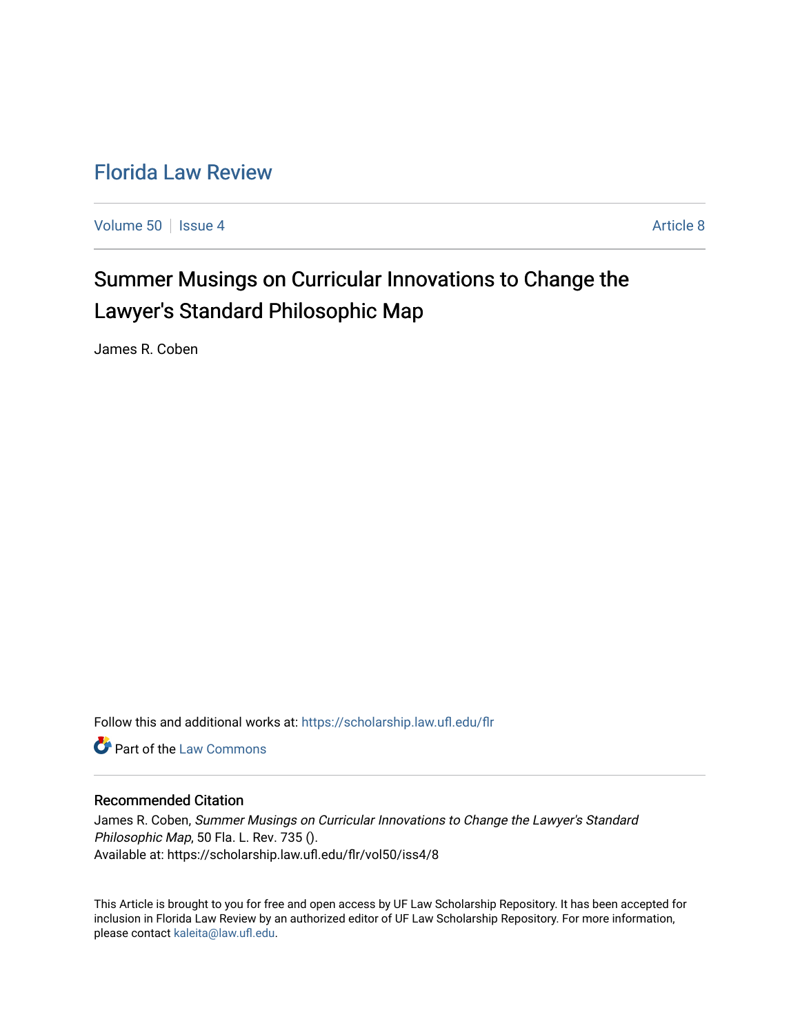# Florida Law Review

Volume 50 | Issue 4 | Article 8

## Summer Musings on Curricular Innovations to Change the Lawyer's Standard Philosophic Map

James R. Coben

Follow this and additional works at: https://scholarship.law.ufl.edu/flr

Part of the Law Commons

### Recommended Citation

James R. Coben, *Summer Musings on Curricular Innovations to Change the Lawyer's Standard Philosophic Map*, 50 Fla. L. Rev. 735 ().
Available at: https://scholarship.law.ufl.edu/flr/vol50/iss4/8

This Article is brought to you for free and open access by UF Law Scholarship Repository. It has been accepted for inclusion in Florida Law Review by an authorized editor of UF Law Scholarship Repository. For more information, please contact kaleita@law.ufl.edu.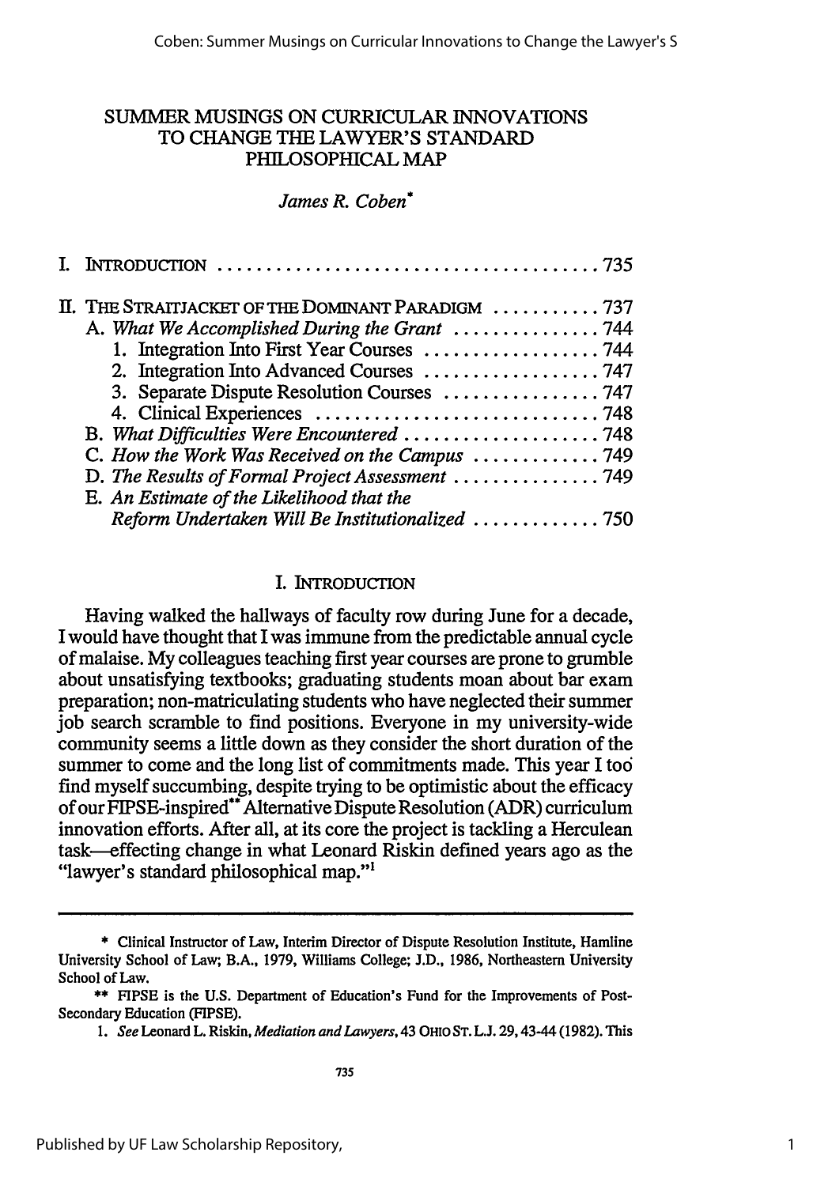# SUMMER MUSINGS ON CURRICULAR INNOVATIONS TO CHANGE THE LAWYER'S STANDARD PHILOSOPHICAL MAP

*James R. Coben*[*]

- I. INTRODUCTION ........................................ 735
- II. THE STRAITJACKET OF THE DOMINANT PARADIGM ........... 737
  - A. *What We Accomplished During the Grant* ............... 744
    - 1. Integration Into First Year Courses .................. 744
    - 2. Integration Into Advanced Courses .................. 747
    - 3. Separate Dispute Resolution Courses ................ 747
    - 4. Clinical Experiences ............................ 748
  - B. *What Difficulties Were Encountered* .................... 748
  - C. *How the Work Was Received on the Campus* ............. 749
  - D. *The Results of Formal Project Assessment* ............... 749
  - E. *An Estimate of the Likelihood that the Reform Undertaken Will Be Institutionalized* ............. 750

## I. INTRODUCTION

Having walked the hallways of faculty row during June for a decade, I would have thought that I was immune from the predictable annual cycle of malaise. My colleagues teaching first year courses are prone to grumble about unsatisfying textbooks; graduating students moan about bar exam preparation; non-matriculating students who have neglected their summer job search scramble to find positions. Everyone in my university-wide community seems a little down as they consider the short duration of the summer to come and the long list of commitments made. This year I too find myself succumbing, despite trying to be optimistic about the efficacy of our FIPSE-inspired[**] Alternative Dispute Resolution (ADR) curriculum innovation efforts. After all, at its core the project is tackling a Herculean task—effecting change in what Leonard Riskin defined years ago as the "lawyer's standard philosophical map."[1]

---

[*] Clinical Instructor of Law, Interim Director of Dispute Resolution Institute, Hamline University School of Law; B.A., 1979, Williams College; J.D., 1986, Northeastern University School of Law.

[**] FIPSE is the U.S. Department of Education's Fund for the Improvements of Post-Secondary Education (FIPSE).

1. *See* Leonard L. Riskin, *Mediation and Lawyers*, 43 OHIO ST. L.J. 29, 43-44 (1982). This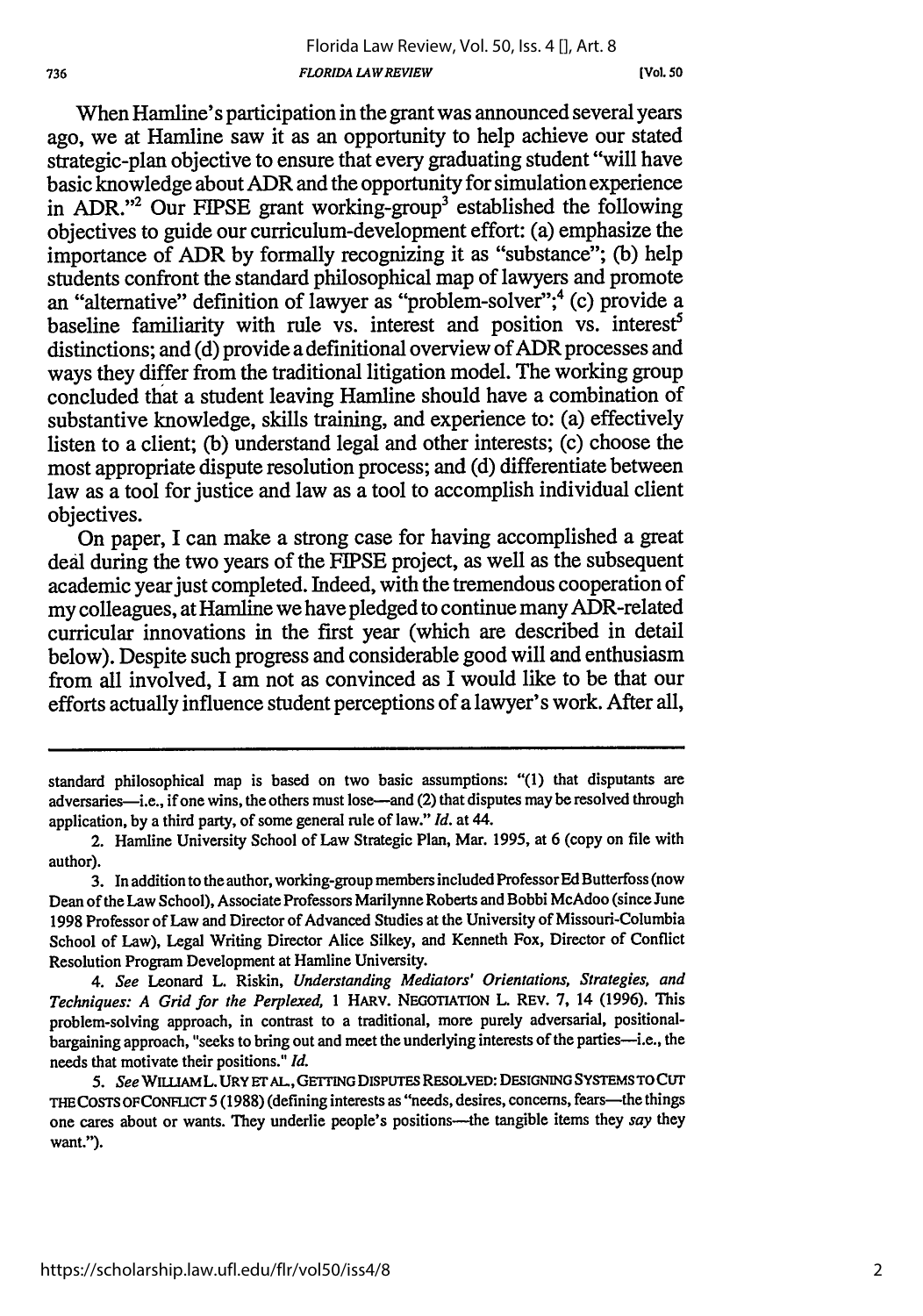When Hamline's participation in the grant was announced several years ago, we at Hamline saw it as an opportunity to help achieve our stated strategic-plan objective to ensure that every graduating student "will have basic knowledge about ADR and the opportunity for simulation experience in ADR."[2] Our FIPSE grant working-group[3] established the following objectives to guide our curriculum-development effort: (a) emphasize the importance of ADR by formally recognizing it as "substance"; (b) help students confront the standard philosophical map of lawyers and promote an "alternative" definition of lawyer as "problem-solver";[4] (c) provide a baseline familiarity with rule vs. interest and position vs. interest[5] distinctions; and (d) provide a definitional overview of ADR processes and ways they differ from the traditional litigation model. The working group concluded that a student leaving Hamline should have a combination of substantive knowledge, skills training, and experience to: (a) effectively listen to a client; (b) understand legal and other interests; (c) choose the most appropriate dispute resolution process; and (d) differentiate between law as a tool for justice and law as a tool to accomplish individual client objectives.

On paper, I can make a strong case for having accomplished a great deal during the two years of the FIPSE project, as well as the subsequent academic year just completed. Indeed, with the tremendous cooperation of my colleagues, at Hamline we have pledged to continue many ADR-related curricular innovations in the first year (which are described in detail below). Despite such progress and considerable good will and enthusiasm from all involved, I am not as convinced as I would like to be that our efforts actually influence student perceptions of a lawyer's work. After all,

---

standard philosophical map is based on two basic assumptions: "(1) that disputants are adversaries—i.e., if one wins, the others must lose—and (2) that disputes may be resolved through application, by a third party, of some general rule of law." *Id.* at 44.

2. Hamline University School of Law Strategic Plan, Mar. 1995, at 6 (copy on file with author).

3. In addition to the author, working-group members included Professor Ed Butterfoss (now Dean of the Law School), Associate Professors Marilynne Roberts and Bobbi McAdoo (since June 1998 Professor of Law and Director of Advanced Studies at the University of Missouri-Columbia School of Law), Legal Writing Director Alice Silkey, and Kenneth Fox, Director of Conflict Resolution Program Development at Hamline University.

4. *See* Leonard L. Riskin, *Understanding Mediators' Orientations, Strategies, and Techniques: A Grid for the Perplexed*, 1 HARV. NEGOTIATION L. REV. 7, 14 (1996). This problem-solving approach, in contrast to a traditional, more purely adversarial, positional-bargaining approach, "seeks to bring out and meet the underlying interests of the parties—i.e., the needs that motivate their positions." *Id.*

5. *See* WILLIAM L. URY ET AL., GETTING DISPUTES RESOLVED: DESIGNING SYSTEMS TO CUT THE COSTS OF CONFLICT 5 (1988) (defining interests as "needs, desires, concerns, fears—the things one cares about or wants. They underlie people's positions—the tangible items they *say* they want.").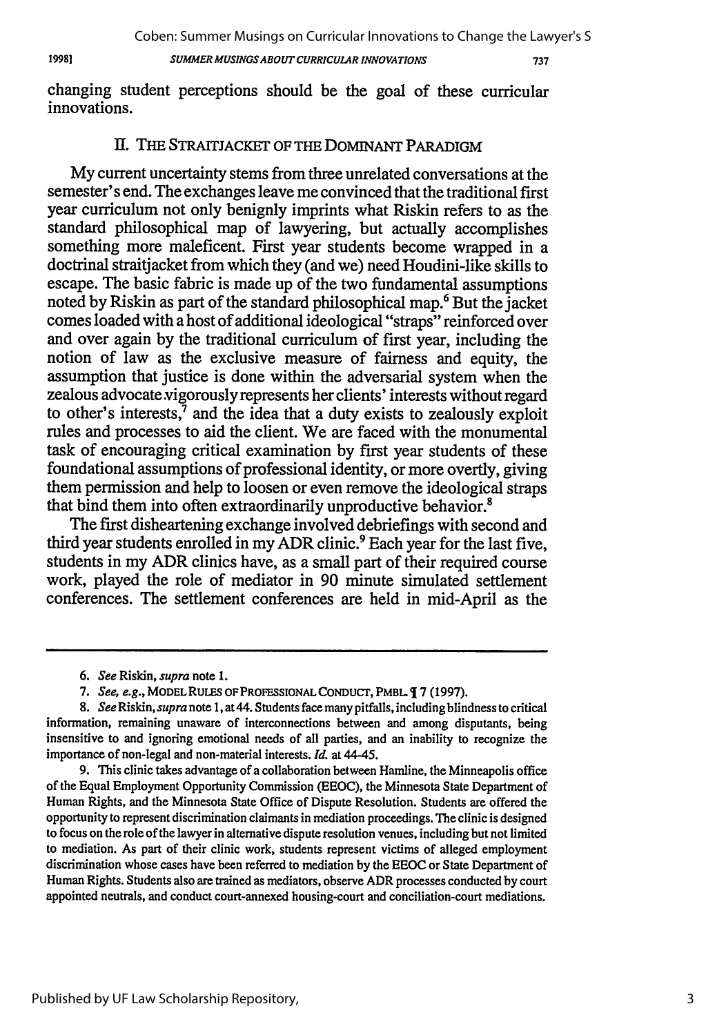changing student perceptions should be the goal of these curricular innovations.

## II. THE STRAITJACKET OF THE DOMINANT PARADIGM

My current uncertainty stems from three unrelated conversations at the semester's end. The exchanges leave me convinced that the traditional first year curriculum not only benignly imprints what Riskin refers to as the standard philosophical map of lawyering, but actually accomplishes something more maleficent. First year students become wrapped in a doctrinal straitjacket from which they (and we) need Houdini-like skills to escape. The basic fabric is made up of the two fundamental assumptions noted by Riskin as part of the standard philosophical map.[6] But the jacket comes loaded with a host of additional ideological "straps" reinforced over and over again by the traditional curriculum of first year, including the notion of law as the exclusive measure of fairness and equity, the assumption that justice is done within the adversarial system when the zealous advocate vigorously represents her clients' interests without regard to other's interests,[7] and the idea that a duty exists to zealously exploit rules and processes to aid the client. We are faced with the monumental task of encouraging critical examination by first year students of these foundational assumptions of professional identity, or more overtly, giving them permission and help to loosen or even remove the ideological straps that bind them into often extraordinarily unproductive behavior.[8]

The first disheartening exchange involved debriefings with second and third year students enrolled in my ADR clinic.[9] Each year for the last five, students in my ADR clinics have, as a small part of their required course work, played the role of mediator in 90 minute simulated settlement conferences. The settlement conferences are held in mid-April as the

---

6. *See* Riskin, *supra* note 1.

7. *See, e.g.*, MODEL RULES OF PROFESSIONAL CONDUCT, PMBL. ¶ 7 (1997).

8. *See* Riskin, *supra* note 1, at 44. Students face many pitfalls, including blindness to critical information, remaining unaware of interconnections between and among disputants, being insensitive to and ignoring emotional needs of all parties, and an inability to recognize the importance of non-legal and non-material interests. *Id.* at 44-45.

9. This clinic takes advantage of a collaboration between Hamline, the Minneapolis office of the Equal Employment Opportunity Commission (EEOC), the Minnesota State Department of Human Rights, and the Minnesota State Office of Dispute Resolution. Students are offered the opportunity to represent discrimination claimants in mediation proceedings. The clinic is designed to focus on the role of the lawyer in alternative dispute resolution venues, including but not limited to mediation. As part of their clinic work, students represent victims of alleged employment discrimination whose cases have been referred to mediation by the EEOC or State Department of Human Rights. Students also are trained as mediators, observe ADR processes conducted by court appointed neutrals, and conduct court-annexed housing-court and conciliation-court mediations.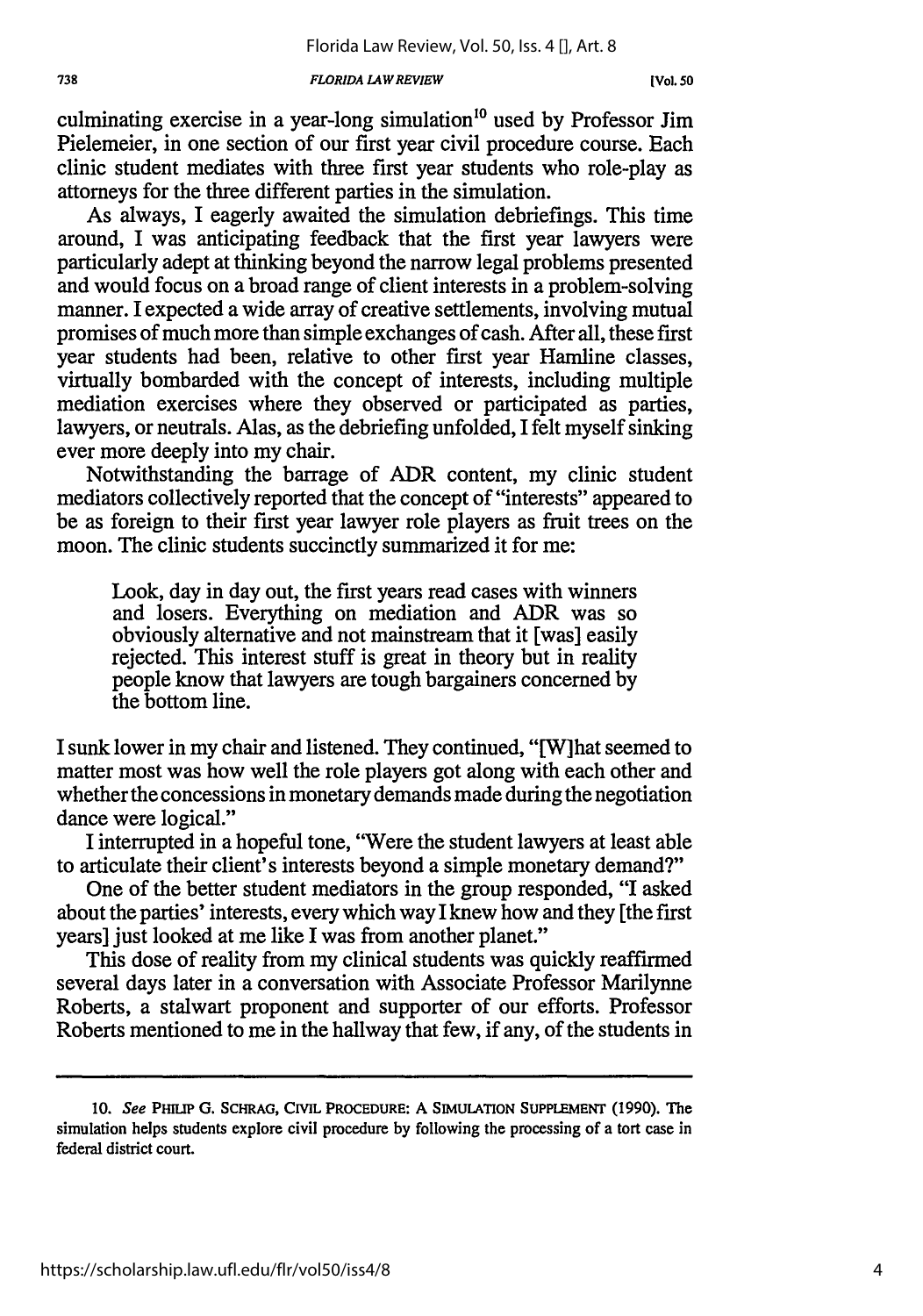culminating exercise in a year-long simulation[10] used by Professor Jim Pielemeier, in one section of our first year civil procedure course. Each clinic student mediates with three first year students who role-play as attorneys for the three different parties in the simulation.

As always, I eagerly awaited the simulation debriefings. This time around, I was anticipating feedback that the first year lawyers were particularly adept at thinking beyond the narrow legal problems presented and would focus on a broad range of client interests in a problem-solving manner. I expected a wide array of creative settlements, involving mutual promises of much more than simple exchanges of cash. After all, these first year students had been, relative to other first year Hamline classes, virtually bombarded with the concept of interests, including multiple mediation exercises where they observed or participated as parties, lawyers, or neutrals. Alas, as the debriefing unfolded, I felt myself sinking ever more deeply into my chair.

Notwithstanding the barrage of ADR content, my clinic student mediators collectively reported that the concept of "interests" appeared to be as foreign to their first year lawyer role players as fruit trees on the moon. The clinic students succinctly summarized it for me:

> Look, day in day out, the first years read cases with winners and losers. Everything on mediation and ADR was so obviously alternative and not mainstream that it [was] easily rejected. This interest stuff is great in theory but in reality people know that lawyers are tough bargainers concerned by the bottom line.

I sunk lower in my chair and listened. They continued, "[W]hat seemed to matter most was how well the role players got along with each other and whether the concessions in monetary demands made during the negotiation dance were logical."

I interrupted in a hopeful tone, "Were the student lawyers at least able to articulate their client's interests beyond a simple monetary demand?"

One of the better student mediators in the group responded, "I asked about the parties' interests, every which way I knew how and they [the first years] just looked at me like I was from another planet."

This dose of reality from my clinical students was quickly reaffirmed several days later in a conversation with Associate Professor Marilynne Roberts, a stalwart proponent and supporter of our efforts. Professor Roberts mentioned to me in the hallway that few, if any, of the students in

---

10. *See* PHILIP G. SCHRAG, CIVIL PROCEDURE: A SIMULATION SUPPLEMENT (1990). The simulation helps students explore civil procedure by following the processing of a tort case in federal district court.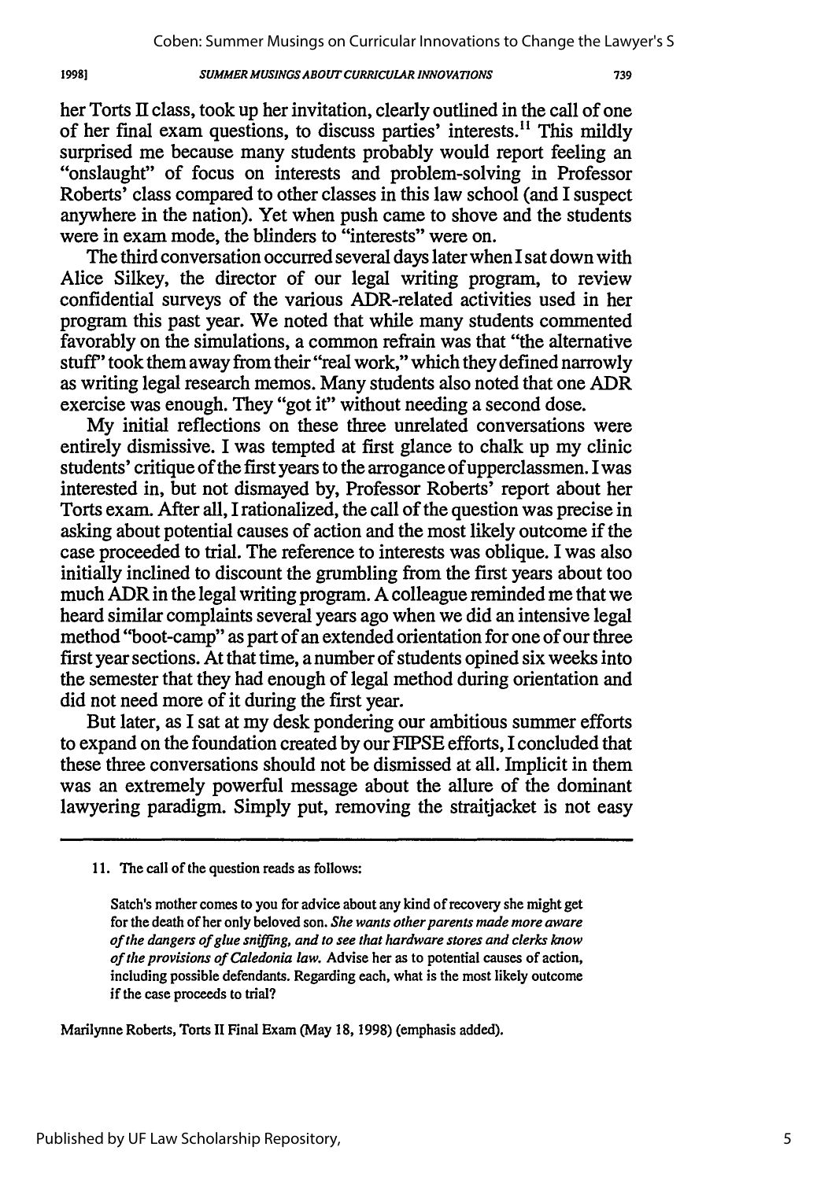her Torts II class, took up her invitation, clearly outlined in the call of one of her final exam questions, to discuss parties' interests.[11] This mildly surprised me because many students probably would report feeling an "onslaught" of focus on interests and problem-solving in Professor Roberts' class compared to other classes in this law school (and I suspect anywhere in the nation). Yet when push came to shove and the students were in exam mode, the blinders to "interests" were on.

The third conversation occurred several days later when I sat down with Alice Silkey, the director of our legal writing program, to review confidential surveys of the various ADR-related activities used in her program this past year. We noted that while many students commented favorably on the simulations, a common refrain was that "the alternative stuff" took them away from their "real work," which they defined narrowly as writing legal research memos. Many students also noted that one ADR exercise was enough. They "got it" without needing a second dose.

My initial reflections on these three unrelated conversations were entirely dismissive. I was tempted at first glance to chalk up my clinic students' critique of the first years to the arrogance of upperclassmen. I was interested in, but not dismayed by, Professor Roberts' report about her Torts exam. After all, I rationalized, the call of the question was precise in asking about potential causes of action and the most likely outcome if the case proceeded to trial. The reference to interests was oblique. I was also initially inclined to discount the grumbling from the first years about too much ADR in the legal writing program. A colleague reminded me that we heard similar complaints several years ago when we did an intensive legal method "boot-camp" as part of an extended orientation for one of our three first year sections. At that time, a number of students opined six weeks into the semester that they had enough of legal method during orientation and did not need more of it during the first year.

But later, as I sat at my desk pondering our ambitious summer efforts to expand on the foundation created by our FIPSE efforts, I concluded that these three conversations should not be dismissed at all. Implicit in them was an extremely powerful message about the allure of the dominant lawyering paradigm. Simply put, removing the straitjacket is not easy

---

11. The call of the question reads as follows:

> Satch's mother comes to you for advice about any kind of recovery she might get for the death of her only beloved son. *She wants other parents made more aware of the dangers of glue sniffing, and to see that hardware stores and clerks know of the provisions of Caledonia law.* Advise her as to potential causes of action, including possible defendants. Regarding each, what is the most likely outcome if the case proceeds to trial?

Marilynne Roberts, Torts II Final Exam (May 18, 1998) (emphasis added).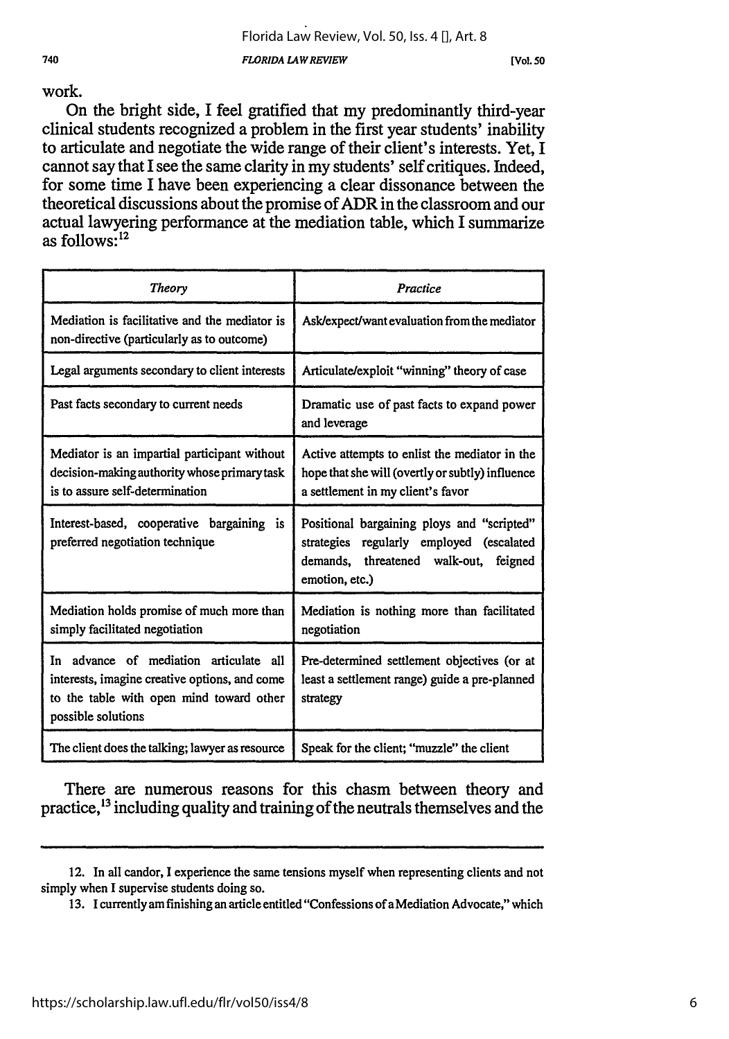work.

On the bright side, I feel gratified that my predominantly third-year clinical students recognized a problem in the first year students' inability to articulate and negotiate the wide range of their client's interests. Yet, I cannot say that I see the same clarity in my students' self critiques. Indeed, for some time I have been experiencing a clear dissonance between the theoretical discussions about the promise of ADR in the classroom and our actual lawyering performance at the mediation table, which I summarize as follows:[12]

| *Theory* | *Practice* |
|---|---|
| Mediation is facilitative and the mediator is non-directive (particularly as to outcome) | Ask/expect/want evaluation from the mediator |
| Legal arguments secondary to client interests | Articulate/exploit "winning" theory of case |
| Past facts secondary to current needs | Dramatic use of past facts to expand power and leverage |
| Mediator is an impartial participant without decision-making authority whose primary task is to assure self-determination | Active attempts to enlist the mediator in the hope that she will (overtly or subtly) influence a settlement in my client's favor |
| Interest-based, cooperative bargaining is preferred negotiation technique | Positional bargaining ploys and "scripted" strategies regularly employed (escalated demands, threatened walk-out, feigned emotion, etc.) |
| Mediation holds promise of much more than simply facilitated negotiation | Mediation is nothing more than facilitated negotiation |
| In advance of mediation articulate all interests, imagine creative options, and come to the table with open mind toward other possible solutions | Pre-determined settlement objectives (or at least a settlement range) guide a pre-planned strategy |
| The client does the talking; lawyer as resource | Speak for the client; "muzzle" the client |

There are numerous reasons for this chasm between theory and practice,[13] including quality and training of the neutrals themselves and the

---

12. In all candor, I experience the same tensions myself when representing clients and not simply when I supervise students doing so.

13. I currently am finishing an article entitled "Confessions of a Mediation Advocate," which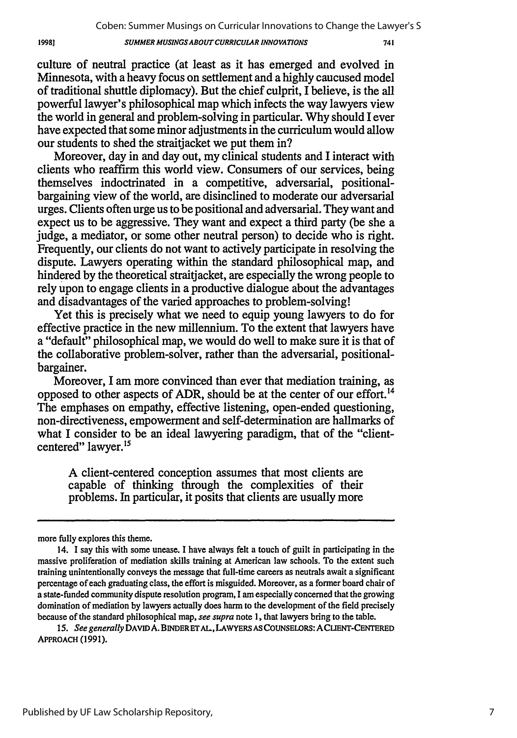culture of neutral practice (at least as it has emerged and evolved in Minnesota, with a heavy focus on settlement and a highly caucused model of traditional shuttle diplomacy). But the chief culprit, I believe, is the all powerful lawyer's philosophical map which infects the way lawyers view the world in general and problem-solving in particular. Why should I ever have expected that some minor adjustments in the curriculum would allow our students to shed the straitjacket we put them in?

Moreover, day in and day out, my clinical students and I interact with clients who reaffirm this world view. Consumers of our services, being themselves indoctrinated in a competitive, adversarial, positional-bargaining view of the world, are disinclined to moderate our adversarial urges. Clients often urge us to be positional and adversarial. They want and expect us to be aggressive. They want and expect a third party (be she a judge, a mediator, or some other neutral person) to decide who is right. Frequently, our clients do not want to actively participate in resolving the dispute. Lawyers operating within the standard philosophical map, and hindered by the theoretical straitjacket, are especially the wrong people to rely upon to engage clients in a productive dialogue about the advantages and disadvantages of the varied approaches to problem-solving!

Yet this is precisely what we need to equip young lawyers to do for effective practice in the new millennium. To the extent that lawyers have a "default" philosophical map, we would do well to make sure it is that of the collaborative problem-solver, rather than the adversarial, positional-bargainer.

Moreover, I am more convinced than ever that mediation training, as opposed to other aspects of ADR, should be at the center of our effort.[14] The emphases on empathy, effective listening, open-ended questioning, non-directiveness, empowerment and self-determination are hallmarks of what I consider to be an ideal lawyering paradigm, that of the "client-centered" lawyer.[15]

> A client-centered conception assumes that most clients are capable of thinking through the complexities of their problems. In particular, it posits that clients are usually more

---

more fully explores this theme.

14. I say this with some unease. I have always felt a touch of guilt in participating in the massive proliferation of mediation skills training at American law schools. To the extent such training unintentionally conveys the message that full-time careers as neutrals await a significant percentage of each graduating class, the effort is misguided. Moreover, as a former board chair of a state-funded community dispute resolution program, I am especially concerned that the growing domination of mediation by lawyers actually does harm to the development of the field precisely because of the standard philosophical map, *see supra* note 1, that lawyers bring to the table.

15. *See generally* DAVID A. BINDER ET AL., LAWYERS AS COUNSELORS: A CLIENT-CENTERED APPROACH (1991).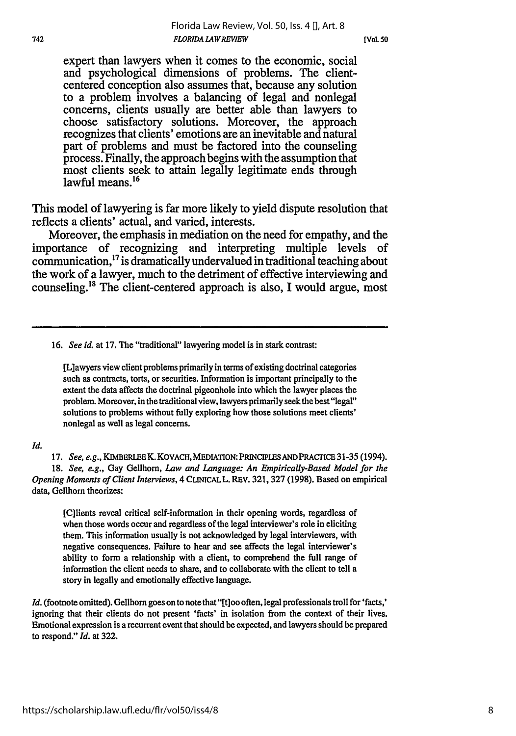> expert than lawyers when it comes to the economic, social and psychological dimensions of problems. The client-centered conception also assumes that, because any solution to a problem involves a balancing of legal and nonlegal concerns, clients usually are better able than lawyers to choose satisfactory solutions. Moreover, the approach recognizes that clients' emotions are an inevitable and natural part of problems and must be factored into the counseling process. Finally, the approach begins with the assumption that most clients seek to attain legally legitimate ends through lawful means.[16]

This model of lawyering is far more likely to yield dispute resolution that reflects a clients' actual, and varied, interests.

Moreover, the emphasis in mediation on the need for empathy, and the importance of recognizing and interpreting multiple levels of communication,[17] is dramatically undervalued in traditional teaching about the work of a lawyer, much to the detriment of effective interviewing and counseling.[18] The client-centered approach is also, I would argue, most

---

16. *See id.* at 17. The "traditional" lawyering model is in stark contrast:

> [L]awyers view client problems primarily in terms of existing doctrinal categories such as contracts, torts, or securities. Information is important principally to the extent the data affects the doctrinal pigeonhole into which the lawyer places the problem. Moreover, in the traditional view, lawyers primarily seek the best "legal" solutions to problems without fully exploring how those solutions meet clients' nonlegal as well as legal concerns.

*Id.*

17. *See, e.g.*, KIMBERLEE K. KOVACH, MEDIATION: PRINCIPLES AND PRACTICE 31-35 (1994).

18. *See, e.g.*, Gay Gellhorn, *Law and Language: An Empirically-Based Model for the Opening Moments of Client Interviews*, 4 CLINICAL L. REV. 321, 327 (1998). Based on empirical data, Gellhorn theorizes:

> [C]lients reveal critical self-information in their opening words, regardless of when those words occur and regardless of the legal interviewer's role in eliciting them. This information usually is not acknowledged by legal interviewers, with negative consequences. Failure to hear and see affects the legal interviewer's ability to form a relationship with a client, to comprehend the full range of information the client needs to share, and to collaborate with the client to tell a story in legally and emotionally effective language.

*Id.* (footnote omitted). Gellhorn goes on to note that "[t]oo often, legal professionals troll for 'facts,' ignoring that their clients do not present 'facts' in isolation from the context of their lives. Emotional expression is a recurrent event that should be expected, and lawyers should be prepared to respond." *Id.* at 322.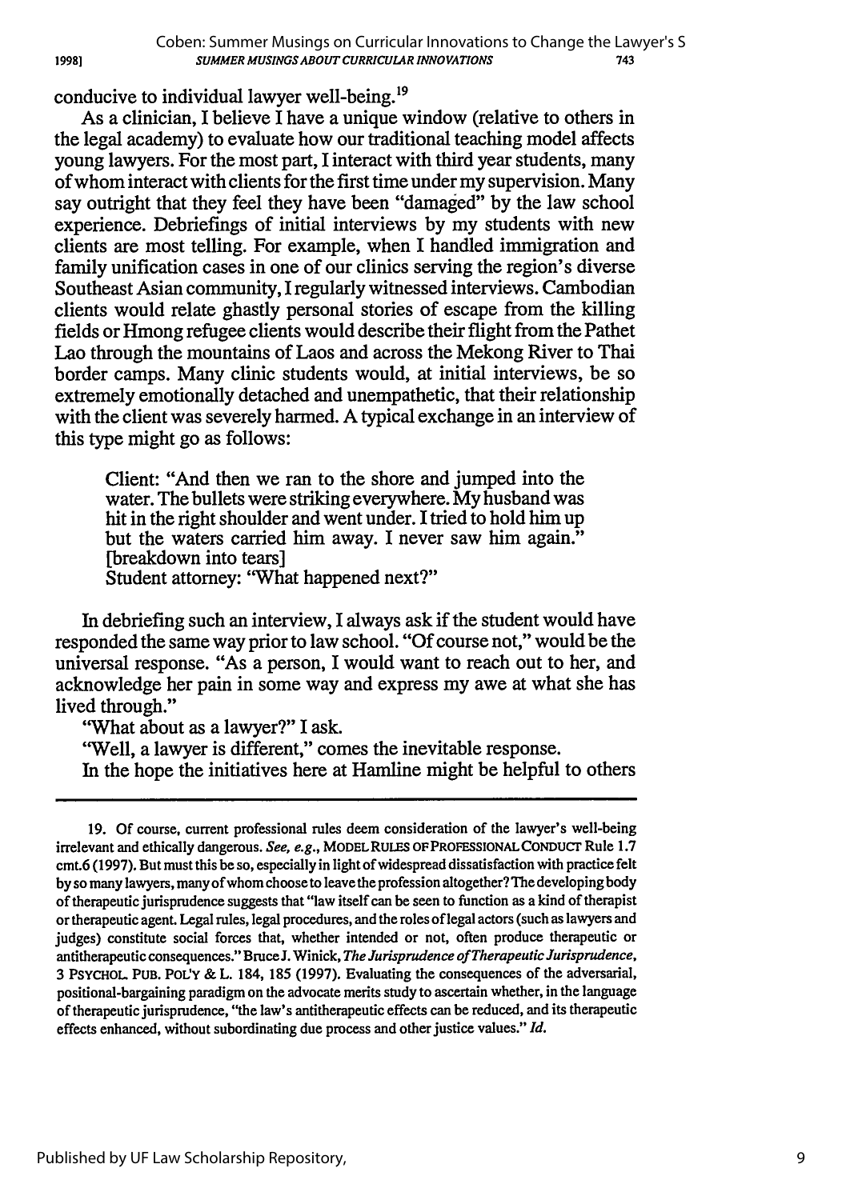conducive to individual lawyer well-being.[19]

As a clinician, I believe I have a unique window (relative to others in the legal academy) to evaluate how our traditional teaching model affects young lawyers. For the most part, I interact with third year students, many of whom interact with clients for the first time under my supervision. Many say outright that they feel they have been "damaged" by the law school experience. Debriefings of initial interviews by my students with new clients are most telling. For example, when I handled immigration and family unification cases in one of our clinics serving the region's diverse Southeast Asian community, I regularly witnessed interviews. Cambodian clients would relate ghastly personal stories of escape from the killing fields or Hmong refugee clients would describe their flight from the Pathet Lao through the mountains of Laos and across the Mekong River to Thai border camps. Many clinic students would, at initial interviews, be so extremely emotionally detached and unempathetic, that their relationship with the client was severely harmed. A typical exchange in an interview of this type might go as follows:

> Client: "And then we ran to the shore and jumped into the water. The bullets were striking everywhere. My husband was hit in the right shoulder and went under. I tried to hold him up but the waters carried him away. I never saw him again." [breakdown into tears]
> Student attorney: "What happened next?"

In debriefing such an interview, I always ask if the student would have responded the same way prior to law school. "Of course not," would be the universal response. "As a person, I would want to reach out to her, and acknowledge her pain in some way and express my awe at what she has lived through."

"What about as a lawyer?" I ask.

"Well, a lawyer is different," comes the inevitable response.

In the hope the initiatives here at Hamline might be helpful to others

---

19. Of course, current professional rules deem consideration of the lawyer's well-being irrelevant and ethically dangerous. *See, e.g.*, MODEL RULES OF PROFESSIONAL CONDUCT Rule 1.7 cmt.6 (1997). But must this be so, especially in light of widespread dissatisfaction with practice felt by so many lawyers, many of whom choose to leave the profession altogether? The developing body of therapeutic jurisprudence suggests that "law itself can be seen to function as a kind of therapist or therapeutic agent. Legal rules, legal procedures, and the roles of legal actors (such as lawyers and judges) constitute social forces that, whether intended or not, often produce therapeutic or antitherapeutic consequences." Bruce J. Winick, *The Jurisprudence of Therapeutic Jurisprudence*, 3 PSYCHOL. PUB. POL'Y & L. 184, 185 (1997). Evaluating the consequences of the adversarial, positional-bargaining paradigm on the advocate merits study to ascertain whether, in the language of therapeutic jurisprudence, "the law's antitherapeutic effects can be reduced, and its therapeutic effects enhanced, without subordinating due process and other justice values." *Id.*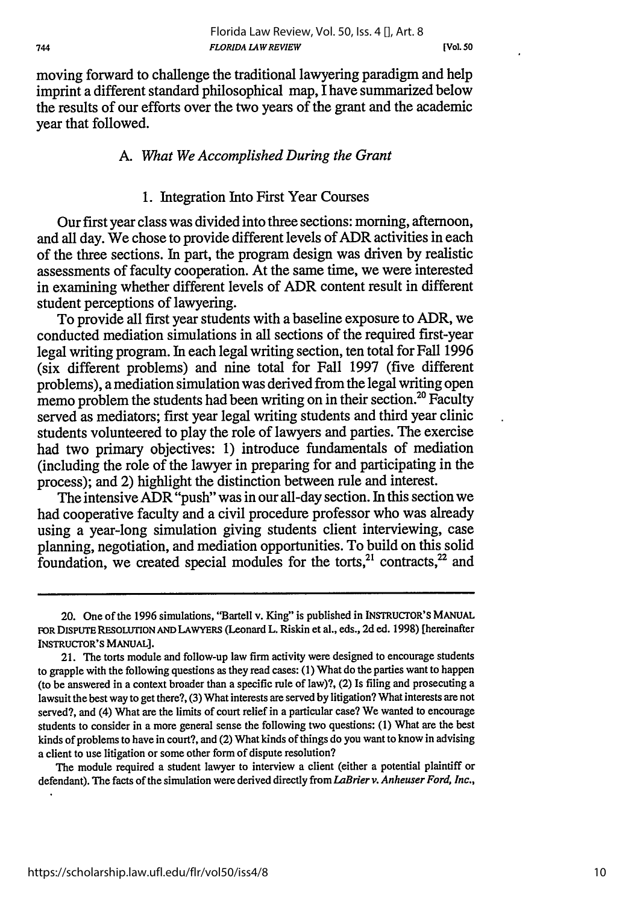moving forward to challenge the traditional lawyering paradigm and help imprint a different standard philosophical map, I have summarized below the results of our efforts over the two years of the grant and the academic year that followed.

### A. *What We Accomplished During the Grant*

#### 1. Integration Into First Year Courses

Our first year class was divided into three sections: morning, afternoon, and all day. We chose to provide different levels of ADR activities in each of the three sections. In part, the program design was driven by realistic assessments of faculty cooperation. At the same time, we were interested in examining whether different levels of ADR content result in different student perceptions of lawyering.

To provide all first year students with a baseline exposure to ADR, we conducted mediation simulations in all sections of the required first-year legal writing program. In each legal writing section, ten total for Fall 1996 (six different problems) and nine total for Fall 1997 (five different problems), a mediation simulation was derived from the legal writing open memo problem the students had been writing on in their section.[20] Faculty served as mediators; first year legal writing students and third year clinic students volunteered to play the role of lawyers and parties. The exercise had two primary objectives: 1) introduce fundamentals of mediation (including the role of the lawyer in preparing for and participating in the process); and 2) highlight the distinction between rule and interest.

The intensive ADR "push" was in our all-day section. In this section we had cooperative faculty and a civil procedure professor who was already using a year-long simulation giving students client interviewing, case planning, negotiation, and mediation opportunities. To build on this solid foundation, we created special modules for the torts,[21] contracts,[22] and

---

20. One of the 1996 simulations, "Bartell v. King" is published in INSTRUCTOR'S MANUAL FOR DISPUTE RESOLUTION AND LAWYERS (Leonard L. Riskin et al., eds., 2d ed. 1998) [hereinafter INSTRUCTOR'S MANUAL].

21. The torts module and follow-up law firm activity were designed to encourage students to grapple with the following questions as they read cases: (1) What do the parties want to happen (to be answered in a context broader than a specific rule of law)?, (2) Is filing and prosecuting a lawsuit the best way to get there?, (3) What interests are served by litigation? What interests are not served?, and (4) What are the limits of court relief in a particular case? We wanted to encourage students to consider in a more general sense the following two questions: (1) What are the best kinds of problems to have in court?, and (2) What kinds of things do you want to know in advising a client to use litigation or some other form of dispute resolution?

The module required a student lawyer to interview a client (either a potential plaintiff or defendant). The facts of the simulation were derived directly from *LaBrier v. Anheuser Ford, Inc.*,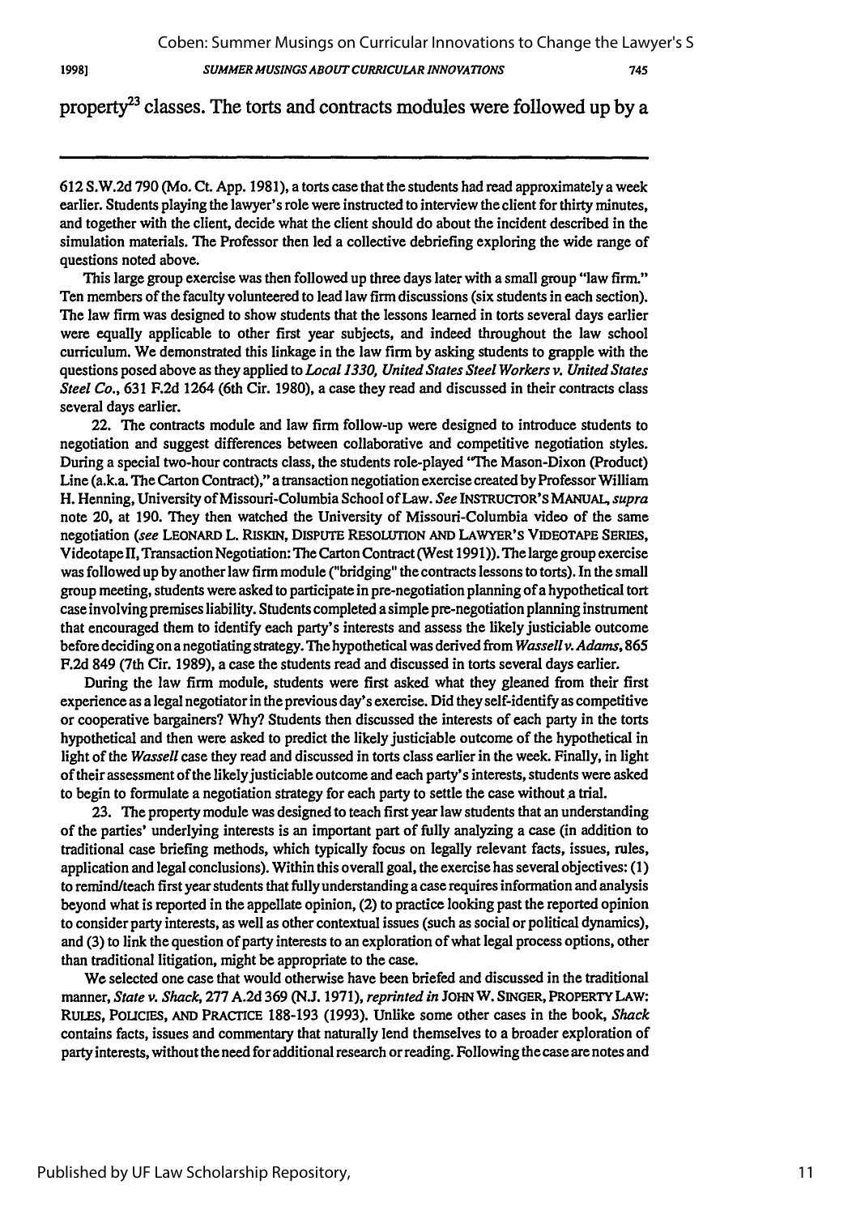property[23] classes. The torts and contracts modules were followed up by a

---

612 S.W.2d 790 (Mo. Ct. App. 1981), a torts case that the students had read approximately a week earlier. Students playing the lawyer's role were instructed to interview the client for thirty minutes, and together with the client, decide what the client should do about the incident described in the simulation materials. The Professor then led a collective debriefing exploring the wide range of questions noted above.

This large group exercise was then followed up three days later with a small group "law firm." Ten members of the faculty volunteered to lead law firm discussions (six students in each section). The law firm was designed to show students that the lessons learned in torts several days earlier were equally applicable to other first year subjects, and indeed throughout the law school curriculum. We demonstrated this linkage in the law firm by asking students to grapple with the questions posed above as they applied to *Local 1330, United States Steel Workers v. United States Steel Co.*, 631 F.2d 1264 (6th Cir. 1980), a case they read and discussed in their contracts class several days earlier.

22. The contracts module and law firm follow-up were designed to introduce students to negotiation and suggest differences between collaborative and competitive negotiation styles. During a special two-hour contracts class, the students role-played "The Mason-Dixon (Product) Line (a.k.a. The Carton Contract)," a transaction negotiation exercise created by Professor William H. Henning, University of Missouri-Columbia School of Law. *See* INSTRUCTOR'S MANUAL, *supra* note 20, at 190. They then watched the University of Missouri-Columbia video of the same negotiation (*see* LEONARD L. RISKIN, DISPUTE RESOLUTION AND LAWYER'S VIDEOTAPE SERIES, Videotape II, Transaction Negotiation: The Carton Contract (West 1991)). The large group exercise was followed up by another law firm module ("bridging" the contracts lessons to torts). In the small group meeting, students were asked to participate in pre-negotiation planning of a hypothetical tort case involving premises liability. Students completed a simple pre-negotiation planning instrument that encouraged them to identify each party's interests and assess the likely justiciable outcome before deciding on a negotiating strategy. The hypothetical was derived from *Wassell v. Adams*, 865 F.2d 849 (7th Cir. 1989), a case the students read and discussed in torts several days earlier.

During the law firm module, students were first asked what they gleaned from their first experience as a legal negotiator in the previous day's exercise. Did they self-identify as competitive or cooperative bargainers? Why? Students then discussed the interests of each party in the torts hypothetical and then were asked to predict the likely justiciable outcome of the hypothetical in light of the *Wassell* case they read and discussed in torts class earlier in the week. Finally, in light of their assessment of the likely justiciable outcome and each party's interests, students were asked to begin to formulate a negotiation strategy for each party to settle the case without a trial.

23. The property module was designed to teach first year law students that an understanding of the parties' underlying interests is an important part of fully analyzing a case (in addition to traditional case briefing methods, which typically focus on legally relevant facts, issues, rules, application and legal conclusions). Within this overall goal, the exercise has several objectives: (1) to remind/teach first year students that fully understanding a case requires information and analysis beyond what is reported in the appellate opinion, (2) to practice looking past the reported opinion to consider party interests, as well as other contextual issues (such as social or political dynamics), and (3) to link the question of party interests to an exploration of what legal process options, other than traditional litigation, might be appropriate to the case.

We selected one case that would otherwise have been briefed and discussed in the traditional manner, *State v. Shack*, 277 A.2d 369 (N.J. 1971), *reprinted in* JOHN W. SINGER, PROPERTY LAW: RULES, POLICIES, AND PRACTICE 188-193 (1993). Unlike some other cases in the book, *Shack* contains facts, issues and commentary that naturally lend themselves to a broader exploration of party interests, without the need for additional research or reading. Following the case are notes and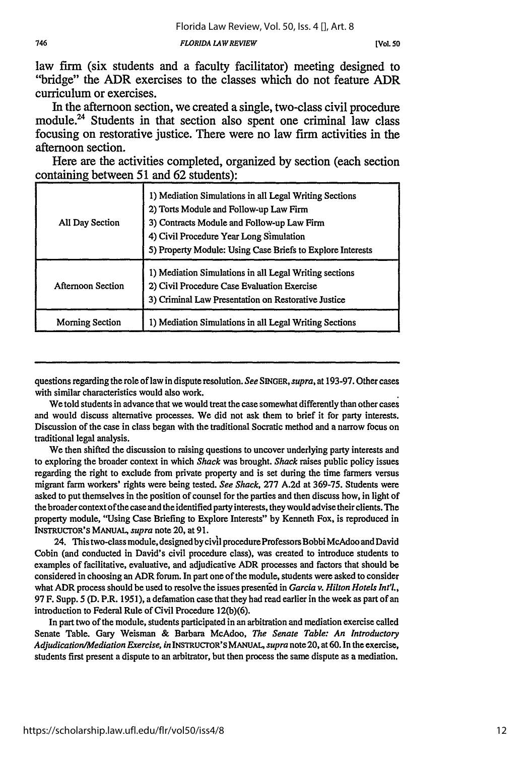law firm (six students and a faculty facilitator) meeting designed to "bridge" the ADR exercises to the classes which do not feature ADR curriculum or exercises.

In the afternoon section, we created a single, two-class civil procedure module.[24] Students in that section also spent one criminal law class focusing on restorative justice. There were no law firm activities in the afternoon section.

Here are the activities completed, organized by section (each section containing between 51 and 62 students):

| | |
|---|---|
| All Day Section | 1) Mediation Simulations in all Legal Writing Sections<br>2) Torts Module and Follow-up Law Firm<br>3) Contracts Module and Follow-up Law Firm<br>4) Civil Procedure Year Long Simulation<br>5) Property Module: Using Case Briefs to Explore Interests |
| Afternoon Section | 1) Mediation Simulations in all Legal Writing sections<br>2) Civil Procedure Case Evaluation Exercise<br>3) Criminal Law Presentation on Restorative Justice |
| Morning Section | 1) Mediation Simulations in all Legal Writing Sections |

---

questions regarding the role of law in dispute resolution. *See* SINGER, *supra*, at 193-97. Other cases with similar characteristics would also work.

We told students in advance that we would treat the case somewhat differently than other cases and would discuss alternative processes. We did not ask them to brief it for party interests. Discussion of the case in class began with the traditional Socratic method and a narrow focus on traditional legal analysis.

We then shifted the discussion to raising questions to uncover underlying party interests and to exploring the broader context in which *Shack* was brought. *Shack* raises public policy issues regarding the right to exclude from private property and is set during the time farmers versus migrant farm workers' rights were being tested. *See Shack*, 277 A.2d at 369-75. Students were asked to put themselves in the position of counsel for the parties and then discuss how, in light of the broader context of the case and the identified party interests, they would advise their clients. The property module, "Using Case Briefing to Explore Interests" by Kenneth Fox, is reproduced in INSTRUCTOR'S MANUAL, *supra* note 20, at 91.

24. This two-class module, designed by civil procedure Professors Bobbi McAdoo and David Cobin (and conducted in David's civil procedure class), was created to introduce students to examples of facilitative, evaluative, and adjudicative ADR processes and factors that should be considered in choosing an ADR forum. In part one of the module, students were asked to consider what ADR process should be used to resolve the issues presented in *Garcia v. Hilton Hotels Int'l.*, 97 F. Supp. 5 (D. P.R. 1951), a defamation case that they had read earlier in the week as part of an introduction to Federal Rule of Civil Procedure 12(b)(6).

In part two of the module, students participated in an arbitration and mediation exercise called Senate Table. Gary Weisman & Barbara McAdoo, *The Senate Table: An Introductory Adjudication/Mediation Exercise*, *in* INSTRUCTOR'S MANUAL, *supra* note 20, at 60. In the exercise, students first present a dispute to an arbitrator, but then process the same dispute as a mediation.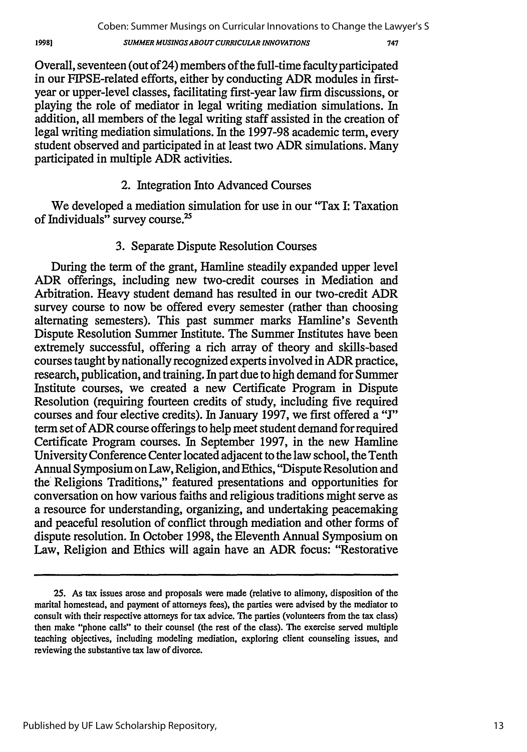Overall, seventeen (out of 24) members of the full-time faculty participated in our FIPSE-related efforts, either by conducting ADR modules in first-year or upper-level classes, facilitating first-year law firm discussions, or playing the role of mediator in legal writing mediation simulations. In addition, all members of the legal writing staff assisted in the creation of legal writing mediation simulations. In the 1997-98 academic term, every student observed and participated in at least two ADR simulations. Many participated in multiple ADR activities.

### 2. Integration Into Advanced Courses

We developed a mediation simulation for use in our "Tax I: Taxation of Individuals" survey course.[25]

### 3. Separate Dispute Resolution Courses

During the term of the grant, Hamline steadily expanded upper level ADR offerings, including new two-credit courses in Mediation and Arbitration. Heavy student demand has resulted in our two-credit ADR survey course to now be offered every semester (rather than choosing alternating semesters). This past summer marks Hamline's Seventh Dispute Resolution Summer Institute. The Summer Institutes have been extremely successful, offering a rich array of theory and skills-based courses taught by nationally recognized experts involved in ADR practice, research, publication, and training. In part due to high demand for Summer Institute courses, we created a new Certificate Program in Dispute Resolution (requiring fourteen credits of study, including five required courses and four elective credits). In January 1997, we first offered a "J" term set of ADR course offerings to help meet student demand for required Certificate Program courses. In September 1997, in the new Hamline University Conference Center located adjacent to the law school, the Tenth Annual Symposium on Law, Religion, and Ethics, "Dispute Resolution and the Religions Traditions," featured presentations and opportunities for conversation on how various faiths and religious traditions might serve as a resource for understanding, organizing, and undertaking peacemaking and peaceful resolution of conflict through mediation and other forms of dispute resolution. In October 1998, the Eleventh Annual Symposium on Law, Religion and Ethics will again have an ADR focus: "Restorative

---

25. As tax issues arose and proposals were made (relative to alimony, disposition of the marital homestead, and payment of attorneys fees), the parties were advised by the mediator to consult with their respective attorneys for tax advice. The parties (volunteers from the tax class) then make "phone calls" to their counsel (the rest of the class). The exercise served multiple teaching objectives, including modeling mediation, exploring client counseling issues, and reviewing the substantive tax law of divorce.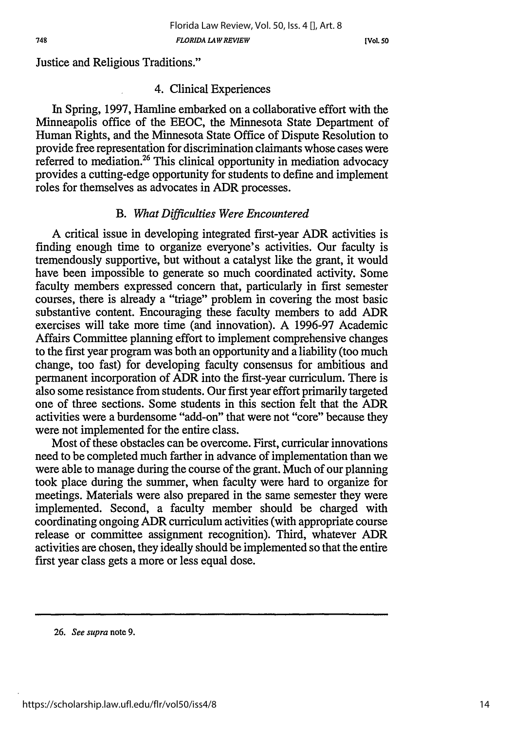Justice and Religious Traditions."

### 4. Clinical Experiences

In Spring, 1997, Hamline embarked on a collaborative effort with the Minneapolis office of the EEOC, the Minnesota State Department of Human Rights, and the Minnesota State Office of Dispute Resolution to provide free representation for discrimination claimants whose cases were referred to mediation.[26] This clinical opportunity in mediation advocacy provides a cutting-edge opportunity for students to define and implement roles for themselves as advocates in ADR processes.

## B. *What Difficulties Were Encountered*

A critical issue in developing integrated first-year ADR activities is finding enough time to organize everyone's activities. Our faculty is tremendously supportive, but without a catalyst like the grant, it would have been impossible to generate so much coordinated activity. Some faculty members expressed concern that, particularly in first semester courses, there is already a "triage" problem in covering the most basic substantive content. Encouraging these faculty members to add ADR exercises will take more time (and innovation). A 1996-97 Academic Affairs Committee planning effort to implement comprehensive changes to the first year program was both an opportunity and a liability (too much change, too fast) for developing faculty consensus for ambitious and permanent incorporation of ADR into the first-year curriculum. There is also some resistance from students. Our first year effort primarily targeted one of three sections. Some students in this section felt that the ADR activities were a burdensome "add-on" that were not "core" because they were not implemented for the entire class.

Most of these obstacles can be overcome. First, curricular innovations need to be completed much farther in advance of implementation than we were able to manage during the course of the grant. Much of our planning took place during the summer, when faculty were hard to organize for meetings. Materials were also prepared in the same semester they were implemented. Second, a faculty member should be charged with coordinating ongoing ADR curriculum activities (with appropriate course release or committee assignment recognition). Third, whatever ADR activities are chosen, they ideally should be implemented so that the entire first year class gets a more or less equal dose.

---

26. *See supra* note 9.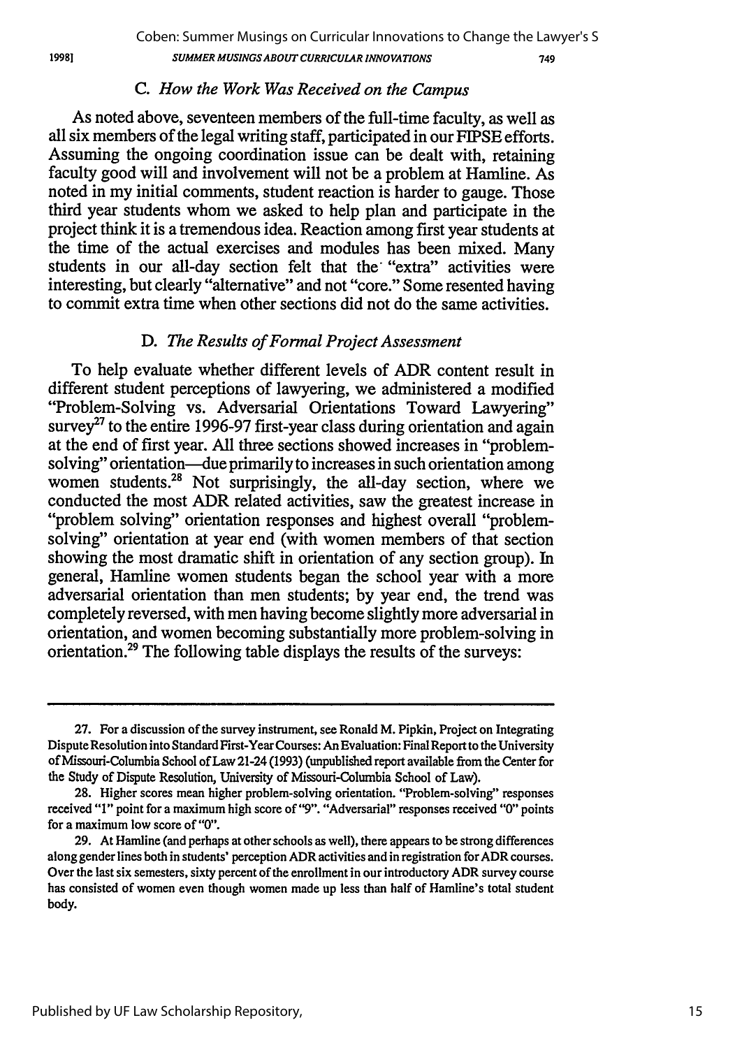### C. *How the Work Was Received on the Campus*

As noted above, seventeen members of the full-time faculty, as well as all six members of the legal writing staff, participated in our FIPSE efforts. Assuming the ongoing coordination issue can be dealt with, retaining faculty good will and involvement will not be a problem at Hamline. As noted in my initial comments, student reaction is harder to gauge. Those third year students whom we asked to help plan and participate in the project think it is a tremendous idea. Reaction among first year students at the time of the actual exercises and modules has been mixed. Many students in our all-day section felt that the "extra" activities were interesting, but clearly "alternative" and not "core." Some resented having to commit extra time when other sections did not do the same activities.

### D. *The Results of Formal Project Assessment*

To help evaluate whether different levels of ADR content result in different student perceptions of lawyering, we administered a modified "Problem-Solving vs. Adversarial Orientations Toward Lawyering" survey[27] to the entire 1996-97 first-year class during orientation and again at the end of first year. All three sections showed increases in "problem-solving" orientation—due primarily to increases in such orientation among women students.[28] Not surprisingly, the all-day section, where we conducted the most ADR related activities, saw the greatest increase in "problem solving" orientation responses and highest overall "problem-solving" orientation at year end (with women members of that section showing the most dramatic shift in orientation of any section group). In general, Hamline women students began the school year with a more adversarial orientation than men students; by year end, the trend was completely reversed, with men having become slightly more adversarial in orientation, and women becoming substantially more problem-solving in orientation.[29] The following table displays the results of the surveys:

---

27. For a discussion of the survey instrument, see Ronald M. Pipkin, Project on Integrating Dispute Resolution into Standard First-Year Courses: An Evaluation: Final Report to the University of Missouri-Columbia School of Law 21-24 (1993) (unpublished report available from the Center for the Study of Dispute Resolution, University of Missouri-Columbia School of Law).

28. Higher scores mean higher problem-solving orientation. "Problem-solving" responses received "1" point for a maximum high score of "9". "Adversarial" responses received "0" points for a maximum low score of "0".

29. At Hamline (and perhaps at other schools as well), there appears to be strong differences along gender lines both in students' perception ADR activities and in registration for ADR courses. Over the last six semesters, sixty percent of the enrollment in our introductory ADR survey course has consisted of women even though women made up less than half of Hamline's total student body.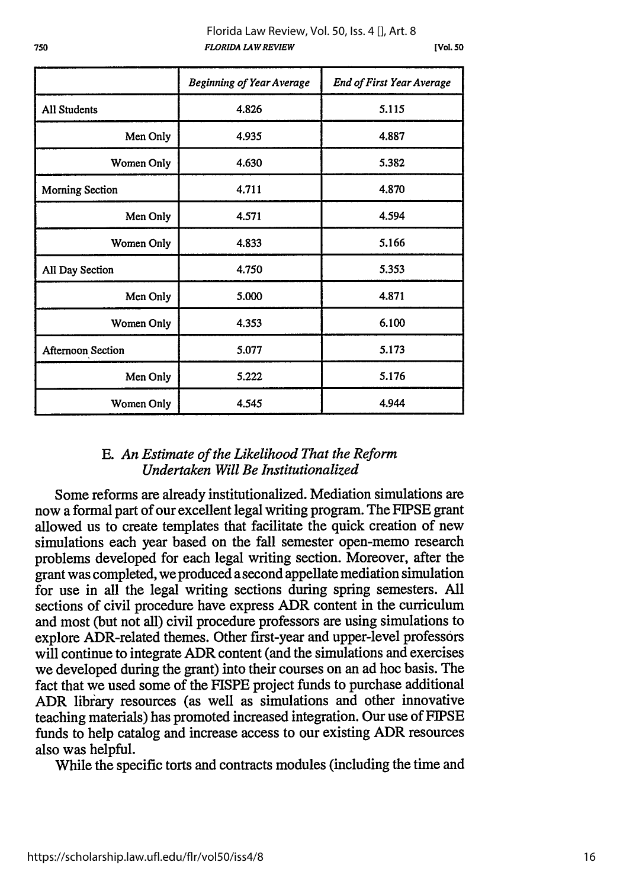| | *Beginning of Year Average* | *End of First Year Average* |
|---|---|---|
| All Students | 4.826 | 5.115 |
| Men Only | 4.935 | 4.887 |
| Women Only | 4.630 | 5.382 |
| Morning Section | 4.711 | 4.870 |
| Men Only | 4.571 | 4.594 |
| Women Only | 4.833 | 5.166 |
| All Day Section | 4.750 | 5.353 |
| Men Only | 5.000 | 4.871 |
| Women Only | 4.353 | 6.100 |
| Afternoon Section | 5.077 | 5.173 |
| Men Only | 5.222 | 5.176 |
| Women Only | 4.545 | 4.944 |

### E. *An Estimate of the Likelihood That the Reform Undertaken Will Be Institutionalized*

Some reforms are already institutionalized. Mediation simulations are now a formal part of our excellent legal writing program. The FIPSE grant allowed us to create templates that facilitate the quick creation of new simulations each year based on the fall semester open-memo research problems developed for each legal writing section. Moreover, after the grant was completed, we produced a second appellate mediation simulation for use in all the legal writing sections during spring semesters. All sections of civil procedure have express ADR content in the curriculum and most (but not all) civil procedure professors are using simulations to explore ADR-related themes. Other first-year and upper-level professors will continue to integrate ADR content (and the simulations and exercises we developed during the grant) into their courses on an ad hoc basis. The fact that we used some of the FISPE project funds to purchase additional ADR library resources (as well as simulations and other innovative teaching materials) has promoted increased integration. Our use of FIPSE funds to help catalog and increase access to our existing ADR resources also was helpful.

While the specific torts and contracts modules (including the time and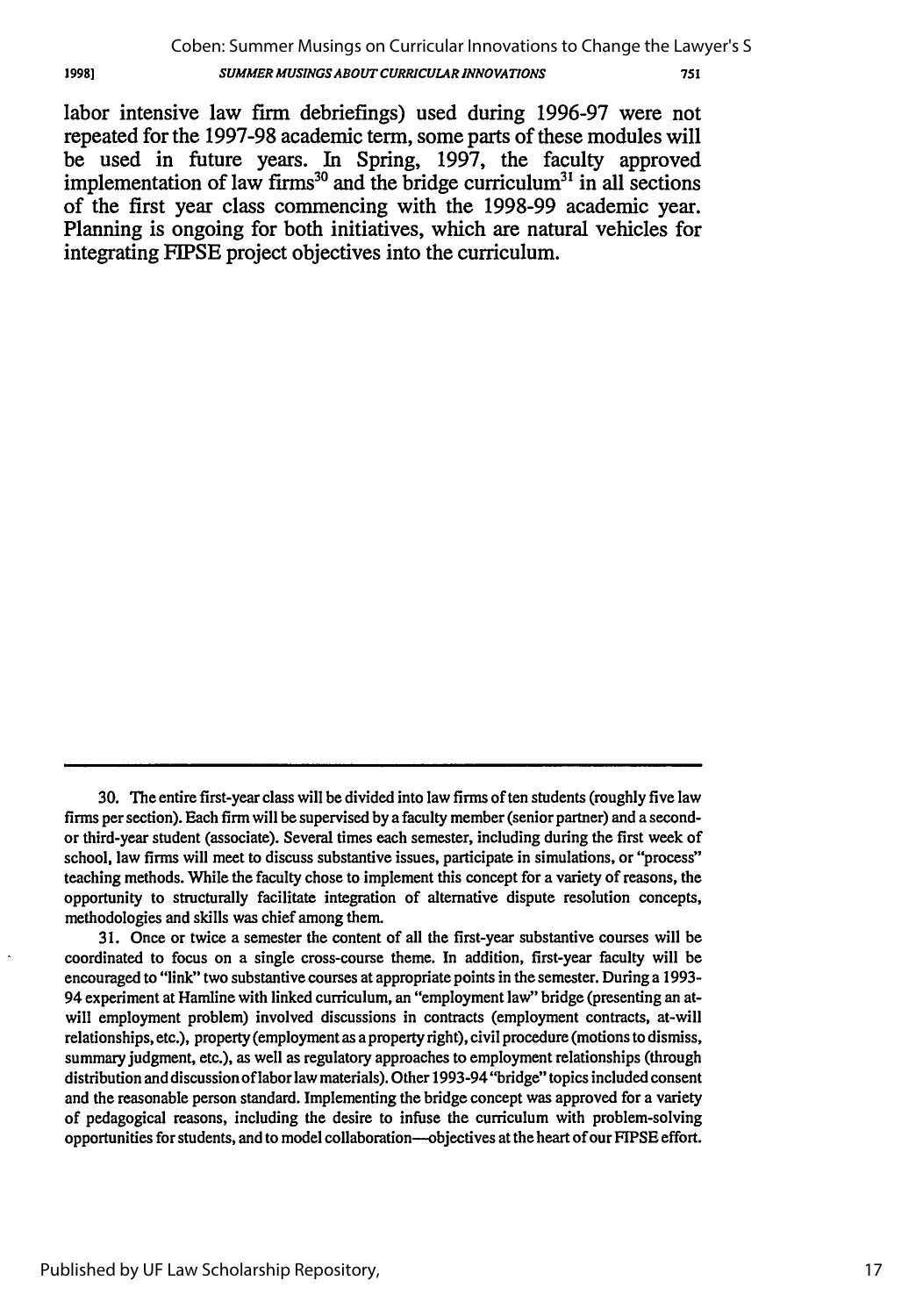labor intensive law firm debriefings) used during 1996-97 were not repeated for the 1997-98 academic term, some parts of these modules will be used in future years. In Spring, 1997, the faculty approved implementation of law firms[30] and the bridge curriculum[31] in all sections of the first year class commencing with the 1998-99 academic year. Planning is ongoing for both initiatives, which are natural vehicles for integrating FIPSE project objectives into the curriculum.

---

30. The entire first-year class will be divided into law firms of ten students (roughly five law firms per section). Each firm will be supervised by a faculty member (senior partner) and a second- or third-year student (associate). Several times each semester, including during the first week of school, law firms will meet to discuss substantive issues, participate in simulations, or "process" teaching methods. While the faculty chose to implement this concept for a variety of reasons, the opportunity to structurally facilitate integration of alternative dispute resolution concepts, methodologies and skills was chief among them.

31. Once or twice a semester the content of all the first-year substantive courses will be coordinated to focus on a single cross-course theme. In addition, first-year faculty will be encouraged to "link" two substantive courses at appropriate points in the semester. During a 1993-94 experiment at Hamline with linked curriculum, an "employment law" bridge (presenting an at-will employment problem) involved discussions in contracts (employment contracts, at-will relationships, etc.), property (employment as a property right), civil procedure (motions to dismiss, summary judgment, etc.), as well as regulatory approaches to employment relationships (through distribution and discussion of labor law materials). Other 1993-94 "bridge" topics included consent and the reasonable person standard. Implementing the bridge concept was approved for a variety of pedagogical reasons, including the desire to infuse the curriculum with problem-solving opportunities for students, and to model collaboration—objectives at the heart of our FIPSE effort.